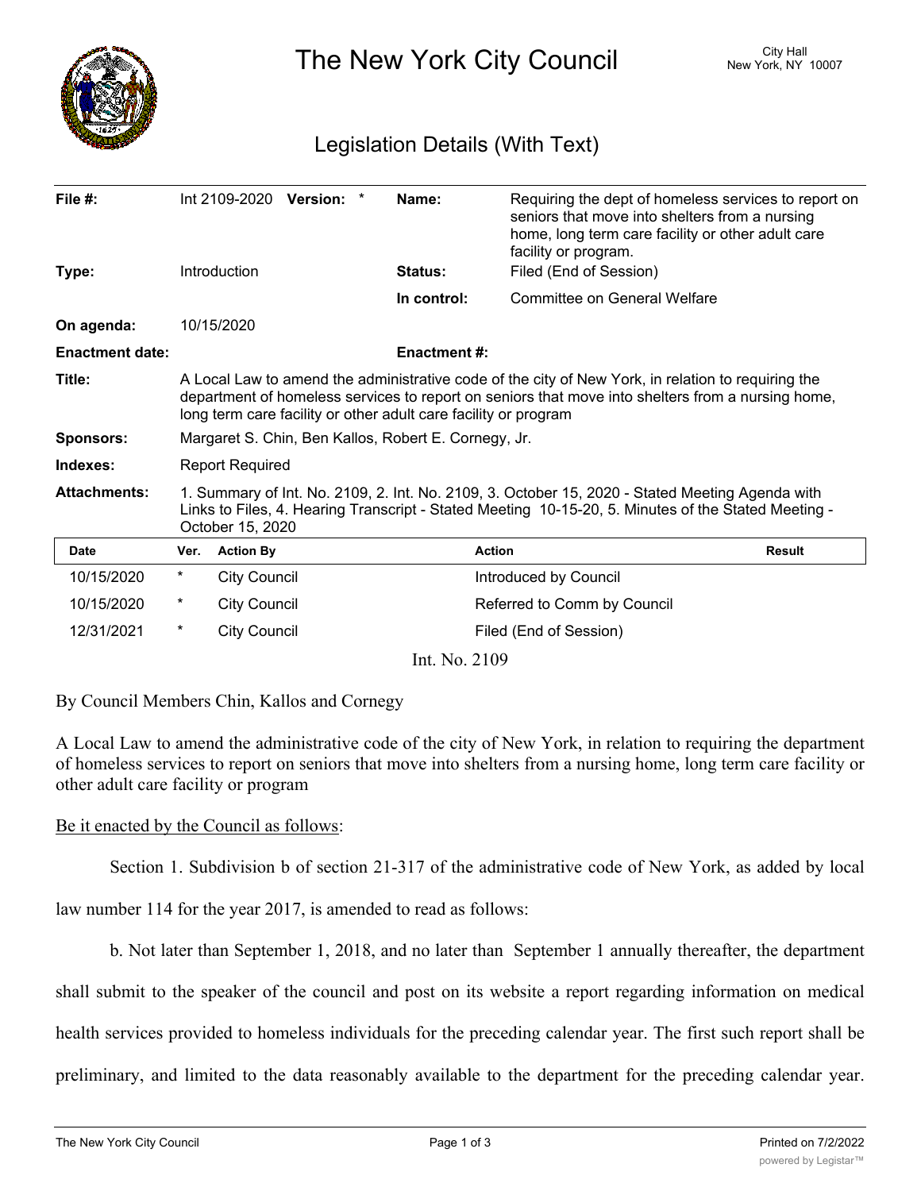# The New York City Council

City Hall
New York, NY 10007

## Legislation Details (With Text)

| | | | |
|---|---|---|---|
| **File #:** | Int 2109-2020 **Version:** * | **Name:** | Requiring the dept of homeless services to report on seniors that move into shelters from a nursing home, long term care facility or other adult care facility or program. |
| **Type:** | Introduction | **Status:** | Filed (End of Session) |
| | | **In control:** | Committee on General Welfare |
| **On agenda:** | 10/15/2020 | | |
| **Enactment date:** | | **Enactment #:** | |

**Title:** A Local Law to amend the administrative code of the city of New York, in relation to requiring the department of homeless services to report on seniors that move into shelters from a nursing home, long term care facility or other adult care facility or program

**Sponsors:** Margaret S. Chin, Ben Kallos, Robert E. Cornegy, Jr.

**Indexes:** Report Required

**Attachments:** 1. Summary of Int. No. 2109, 2. Int. No. 2109, 3. October 15, 2020 - Stated Meeting Agenda with Links to Files, 4. Hearing Transcript - Stated Meeting 10-15-20, 5. Minutes of the Stated Meeting - October 15, 2020

| Date | Ver. | Action By | Action | Result |
|---|---|---|---|---|
| 10/15/2020 | * | City Council | Introduced by Council | |
| 10/15/2020 | * | City Council | Referred to Comm by Council | |
| 12/31/2021 | * | City Council | Filed (End of Session) | |

Int. No. 2109

By Council Members Chin, Kallos and Cornegy

A Local Law to amend the administrative code of the city of New York, in relation to requiring the department of homeless services to report on seniors that move into shelters from a nursing home, long term care facility or other adult care facility or program

Be it enacted by the Council as follows:

Section 1. Subdivision b of section 21-317 of the administrative code of New York, as added by local law number 114 for the year 2017, is amended to read as follows:

b. Not later than September 1, 2018, and no later than September 1 annually thereafter, the department shall submit to the speaker of the council and post on its website a report regarding information on medical health services provided to homeless individuals for the preceding calendar year. The first such report shall be preliminary, and limited to the data reasonably available to the department for the preceding calendar year.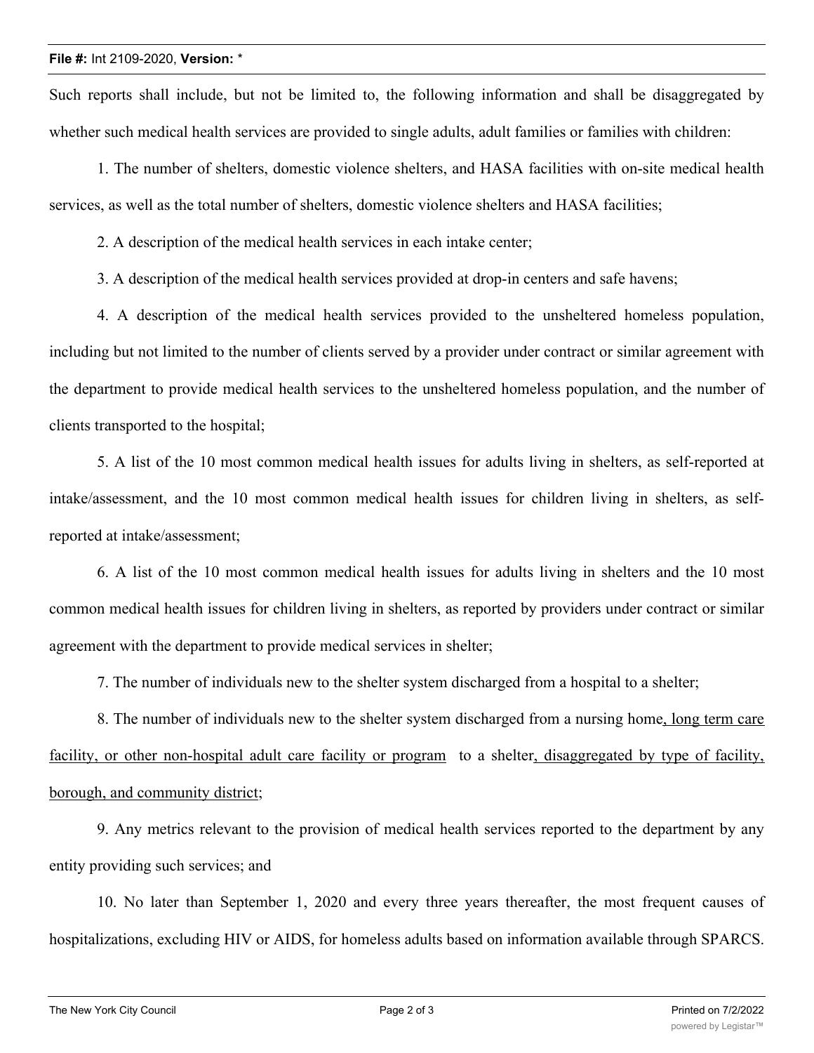Such reports shall include, but not be limited to, the following information and shall be disaggregated by whether such medical health services are provided to single adults, adult families or families with children:

1. The number of shelters, domestic violence shelters, and HASA facilities with on-site medical health services, as well as the total number of shelters, domestic violence shelters and HASA facilities;

2. A description of the medical health services in each intake center;

3. A description of the medical health services provided at drop-in centers and safe havens;

4. A description of the medical health services provided to the unsheltered homeless population, including but not limited to the number of clients served by a provider under contract or similar agreement with the department to provide medical health services to the unsheltered homeless population, and the number of clients transported to the hospital;

5. A list of the 10 most common medical health issues for adults living in shelters, as self-reported at intake/assessment, and the 10 most common medical health issues for children living in shelters, as self-reported at intake/assessment;

6. A list of the 10 most common medical health issues for adults living in shelters and the 10 most common medical health issues for children living in shelters, as reported by providers under contract or similar agreement with the department to provide medical services in shelter;

7. The number of individuals new to the shelter system discharged from a hospital to a shelter;

8. The number of individuals new to the shelter system discharged from a nursing home<u>, long term care facility, or other non-hospital adult care facility or program</u> to a shelter<u>, disaggregated by type of facility, borough, and community district</u>;

9. Any metrics relevant to the provision of medical health services reported to the department by any entity providing such services; and

10. No later than September 1, 2020 and every three years thereafter, the most frequent causes of hospitalizations, excluding HIV or AIDS, for homeless adults based on information available through SPARCS.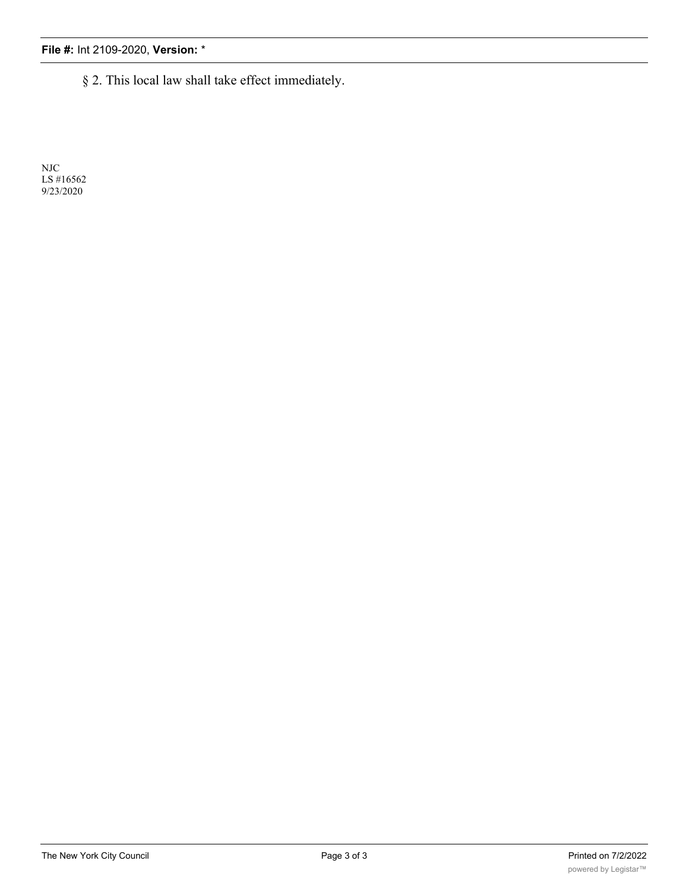§ 2. This local law shall take effect immediately.

NJC
LS #16562
9/23/2020